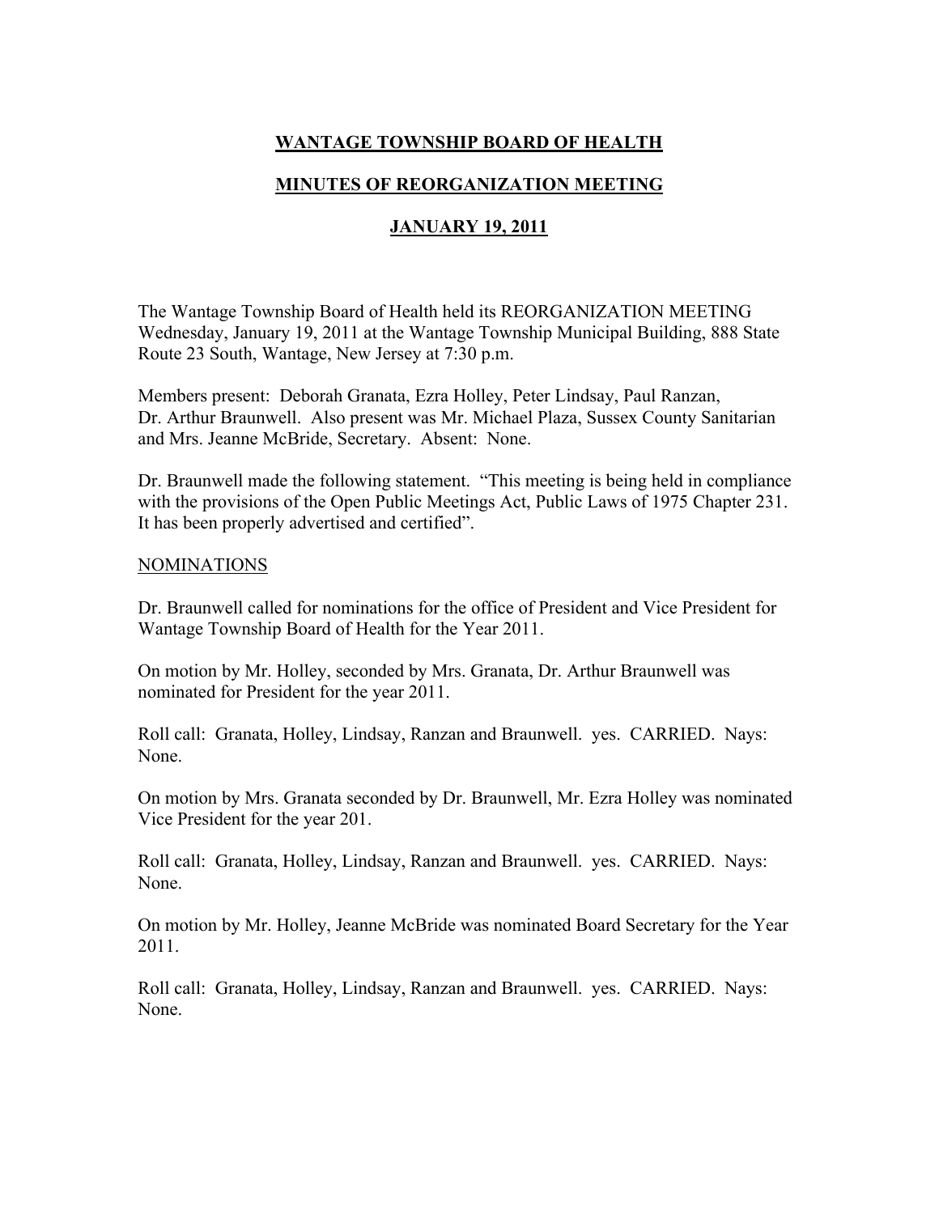# WANTAGE TOWNSHIP BOARD OF HEALTH

## MINUTES OF REORGANIZATION MEETING

## JANUARY 19, 2011

The Wantage Township Board of Health held its REORGANIZATION MEETING Wednesday, January 19, 2011 at the Wantage Township Municipal Building, 888 State Route 23 South, Wantage, New Jersey at 7:30 p.m.

Members present: Deborah Granata, Ezra Holley, Peter Lindsay, Paul Ranzan, Dr. Arthur Braunwell. Also present was Mr. Michael Plaza, Sussex County Sanitarian and Mrs. Jeanne McBride, Secretary. Absent: None.

Dr. Braunwell made the following statement. "This meeting is being held in compliance with the provisions of the Open Public Meetings Act, Public Laws of 1975 Chapter 231. It has been properly advertised and certified".

NOMINATIONS

Dr. Braunwell called for nominations for the office of President and Vice President for Wantage Township Board of Health for the Year 2011.

On motion by Mr. Holley, seconded by Mrs. Granata, Dr. Arthur Braunwell was nominated for President for the year 2011.

Roll call: Granata, Holley, Lindsay, Ranzan and Braunwell. yes. CARRIED. Nays: None.

On motion by Mrs. Granata seconded by Dr. Braunwell, Mr. Ezra Holley was nominated Vice President for the year 201.

Roll call: Granata, Holley, Lindsay, Ranzan and Braunwell. yes. CARRIED. Nays: None.

On motion by Mr. Holley, Jeanne McBride was nominated Board Secretary for the Year 2011.

Roll call: Granata, Holley, Lindsay, Ranzan and Braunwell. yes. CARRIED. Nays: None.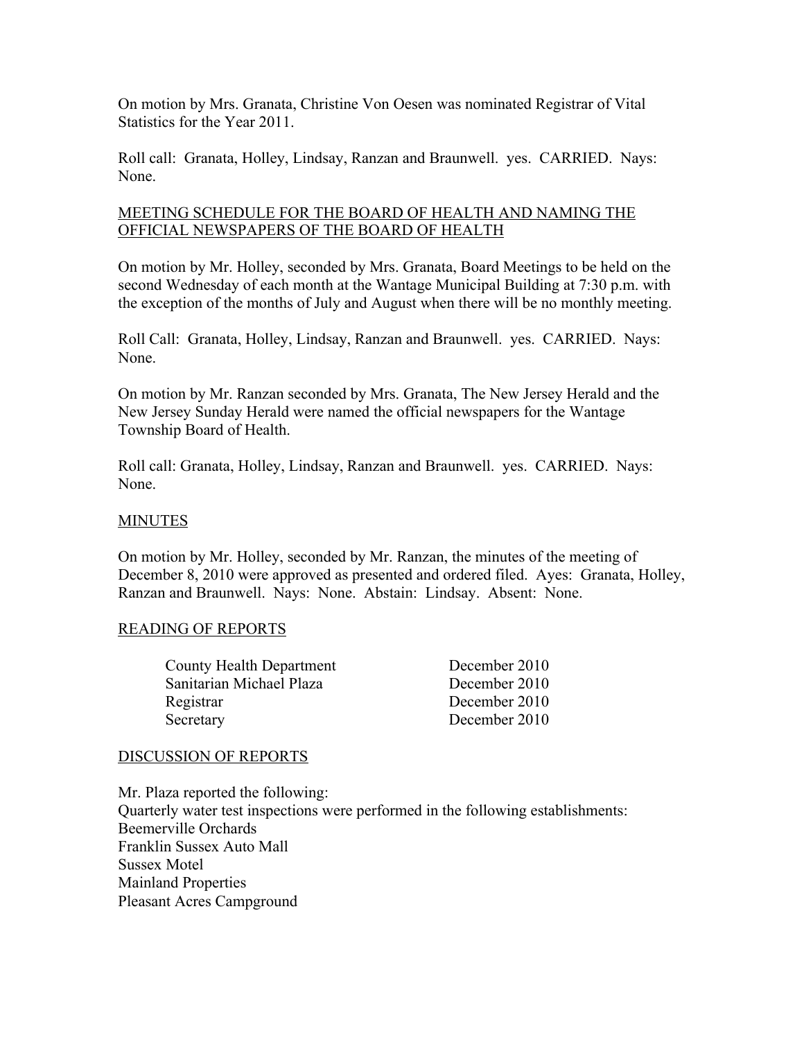On motion by Mrs. Granata, Christine Von Oesen was nominated Registrar of Vital Statistics for the Year 2011.

Roll call: Granata, Holley, Lindsay, Ranzan and Braunwell. yes. CARRIED. Nays: None.

<u>MEETING SCHEDULE FOR THE BOARD OF HEALTH AND NAMING THE OFFICIAL NEWSPAPERS OF THE BOARD OF HEALTH</u>

On motion by Mr. Holley, seconded by Mrs. Granata, Board Meetings to be held on the second Wednesday of each month at the Wantage Municipal Building at 7:30 p.m. with the exception of the months of July and August when there will be no monthly meeting.

Roll Call: Granata, Holley, Lindsay, Ranzan and Braunwell. yes. CARRIED. Nays: None.

On motion by Mr. Ranzan seconded by Mrs. Granata, The New Jersey Herald and the New Jersey Sunday Herald were named the official newspapers for the Wantage Township Board of Health.

Roll call: Granata, Holley, Lindsay, Ranzan and Braunwell. yes. CARRIED. Nays: None.

<u>MINUTES</u>

On motion by Mr. Holley, seconded by Mr. Ranzan, the minutes of the meeting of December 8, 2010 were approved as presented and ordered filed. Ayes: Granata, Holley, Ranzan and Braunwell. Nays: None. Abstain: Lindsay. Absent: None.

<u>READING OF REPORTS</u>

| | |
|---|---|
| County Health Department | December 2010 |
| Sanitarian Michael Plaza | December 2010 |
| Registrar | December 2010 |
| Secretary | December 2010 |

<u>DISCUSSION OF REPORTS</u>

Mr. Plaza reported the following:
Quarterly water test inspections were performed in the following establishments:
Beemerville Orchards
Franklin Sussex Auto Mall
Sussex Motel
Mainland Properties
Pleasant Acres Campground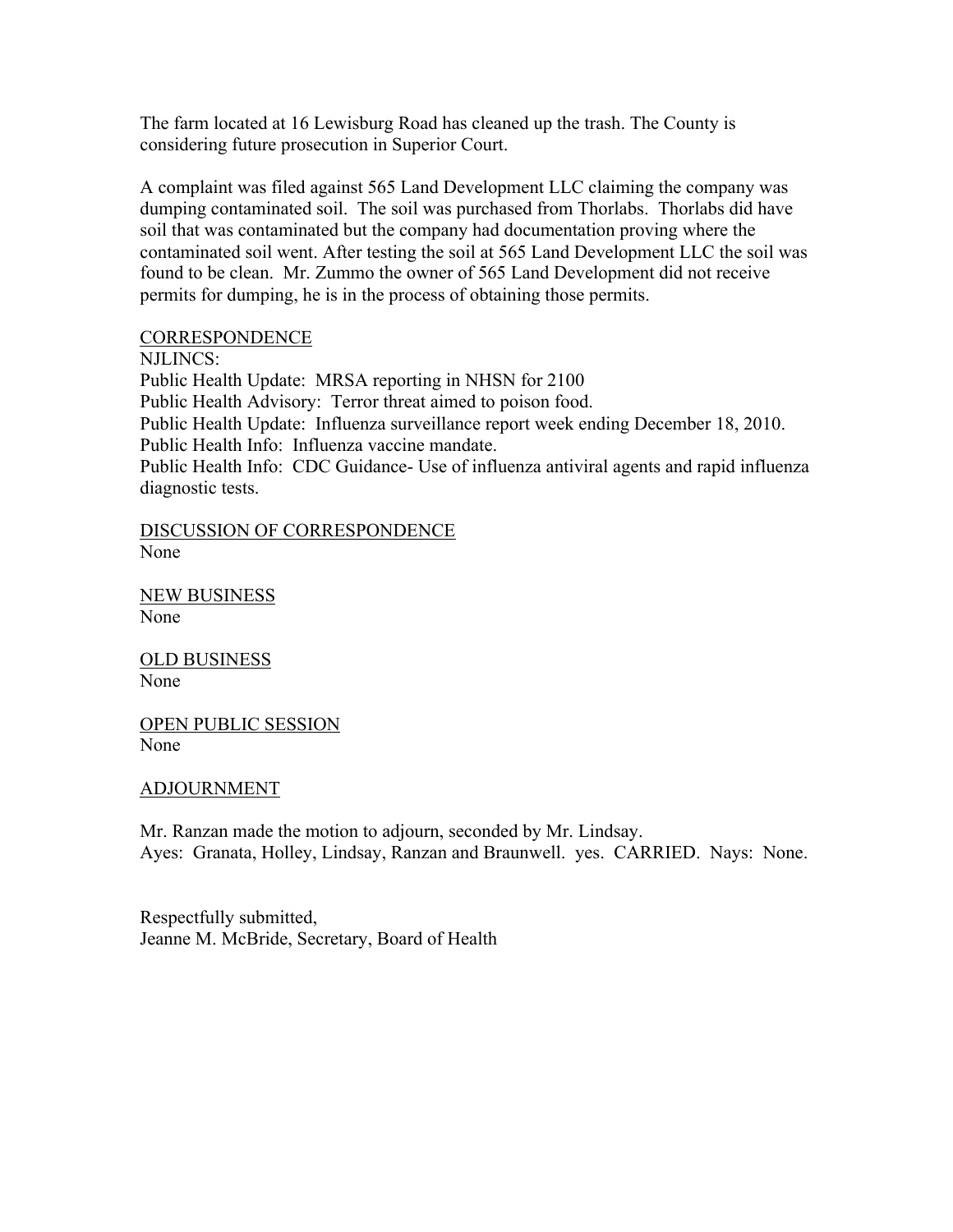The farm located at 16 Lewisburg Road has cleaned up the trash. The County is considering future prosecution in Superior Court.

A complaint was filed against 565 Land Development LLC claiming the company was dumping contaminated soil. The soil was purchased from Thorlabs. Thorlabs did have soil that was contaminated but the company had documentation proving where the contaminated soil went. After testing the soil at 565 Land Development LLC the soil was found to be clean. Mr. Zummo the owner of 565 Land Development did not receive permits for dumping, he is in the process of obtaining those permits.

<u>CORRESPONDENCE</u>

NJLINCS:
Public Health Update: MRSA reporting in NHSN for 2100
Public Health Advisory: Terror threat aimed to poison food.
Public Health Update: Influenza surveillance report week ending December 18, 2010.
Public Health Info: Influenza vaccine mandate.
Public Health Info: CDC Guidance- Use of influenza antiviral agents and rapid influenza diagnostic tests.

<u>DISCUSSION OF CORRESPONDENCE</u>

None

<u>NEW BUSINESS</u>

None

<u>OLD BUSINESS</u>

None

<u>OPEN PUBLIC SESSION</u>

None

<u>ADJOURNMENT</u>

Mr. Ranzan made the motion to adjourn, seconded by Mr. Lindsay.
Ayes: Granata, Holley, Lindsay, Ranzan and Braunwell. yes. CARRIED. Nays: None.

Respectfully submitted,
Jeanne M. McBride, Secretary, Board of Health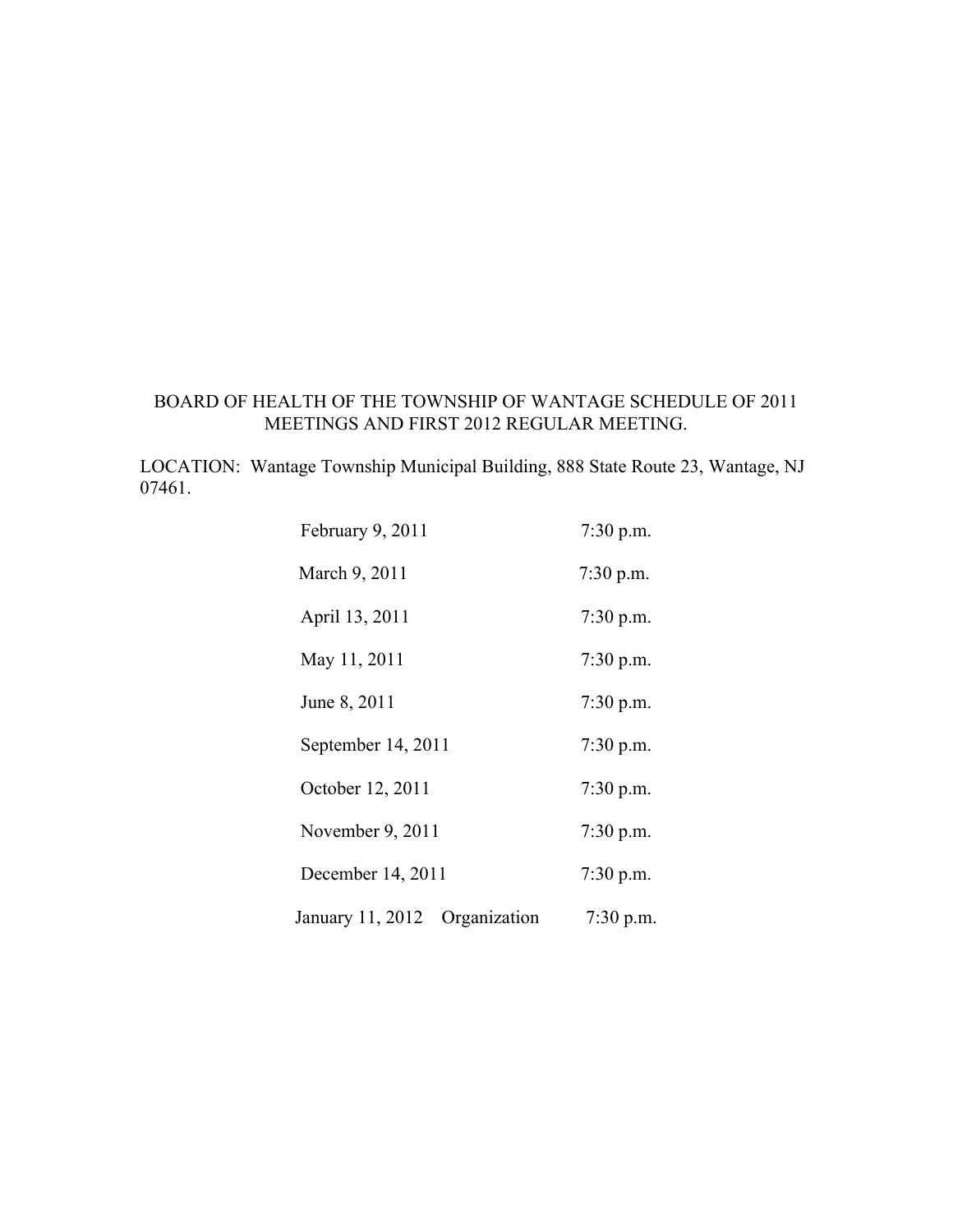BOARD OF HEALTH OF THE TOWNSHIP OF WANTAGE SCHEDULE OF 2011 MEETINGS AND FIRST 2012 REGULAR MEETING.

LOCATION: Wantage Township Municipal Building, 888 State Route 23, Wantage, NJ 07461.

| | | |
|---|---|---|
| February 9, 2011 | | 7:30 p.m. |
| March 9, 2011 | | 7:30 p.m. |
| April 13, 2011 | | 7:30 p.m. |
| May 11, 2011 | | 7:30 p.m. |
| June 8, 2011 | | 7:30 p.m. |
| September 14, 2011 | | 7:30 p.m. |
| October 12, 2011 | | 7:30 p.m. |
| November 9, 2011 | | 7:30 p.m. |
| December 14, 2011 | | 7:30 p.m. |
| January 11, 2012 | Organization | 7:30 p.m. |